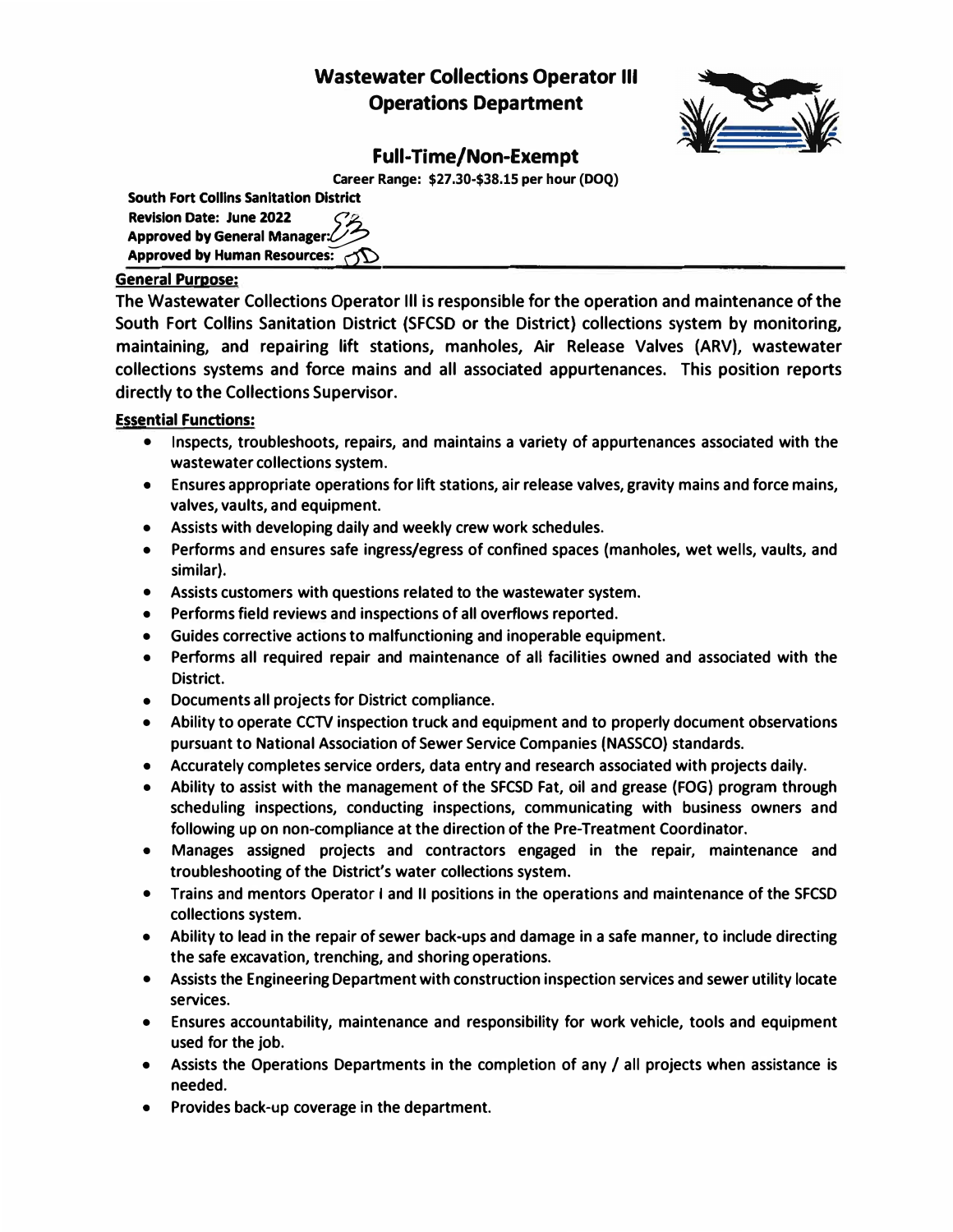# Wastewater Collections Operator III
## Operations Department

## Full-Time/Non-Exempt

**Career Range: $27.30-$38.15 per hour (DOQ)**

**South Fort Collins Sanitation District**
**Revision Date: June 2022**
**Approved by General Manager:**
**Approved by Human Resources:**

### General Purpose:

The Wastewater Collections Operator III is responsible for the operation and maintenance of the South Fort Collins Sanitation District (SFCSD or the District) collections system by monitoring, maintaining, and repairing lift stations, manholes, Air Release Valves (ARV), wastewater collections systems and force mains and all associated appurtenances. This position reports directly to the Collections Supervisor.

### Essential Functions:

- Inspects, troubleshoots, repairs, and maintains a variety of appurtenances associated with the wastewater collections system.
- Ensures appropriate operations for lift stations, air release valves, gravity mains and force mains, valves, vaults, and equipment.
- Assists with developing daily and weekly crew work schedules.
- Performs and ensures safe ingress/egress of confined spaces (manholes, wet wells, vaults, and similar).
- Assists customers with questions related to the wastewater system.
- Performs field reviews and inspections of all overflows reported.
- Guides corrective actions to malfunctioning and inoperable equipment.
- Performs all required repair and maintenance of all facilities owned and associated with the District.
- Documents all projects for District compliance.
- Ability to operate CCTV inspection truck and equipment and to properly document observations pursuant to National Association of Sewer Service Companies (NASSCO) standards.
- Accurately completes service orders, data entry and research associated with projects daily.
- Ability to assist with the management of the SFCSD Fat, oil and grease (FOG) program through scheduling inspections, conducting inspections, communicating with business owners and following up on non-compliance at the direction of the Pre-Treatment Coordinator.
- Manages assigned projects and contractors engaged in the repair, maintenance and troubleshooting of the District's water collections system.
- Trains and mentors Operator I and II positions in the operations and maintenance of the SFCSD collections system.
- Ability to lead in the repair of sewer back-ups and damage in a safe manner, to include directing the safe excavation, trenching, and shoring operations.
- Assists the Engineering Department with construction inspection services and sewer utility locate services.
- Ensures accountability, maintenance and responsibility for work vehicle, tools and equipment used for the job.
- Assists the Operations Departments in the completion of any / all projects when assistance is needed.
- Provides back-up coverage in the department.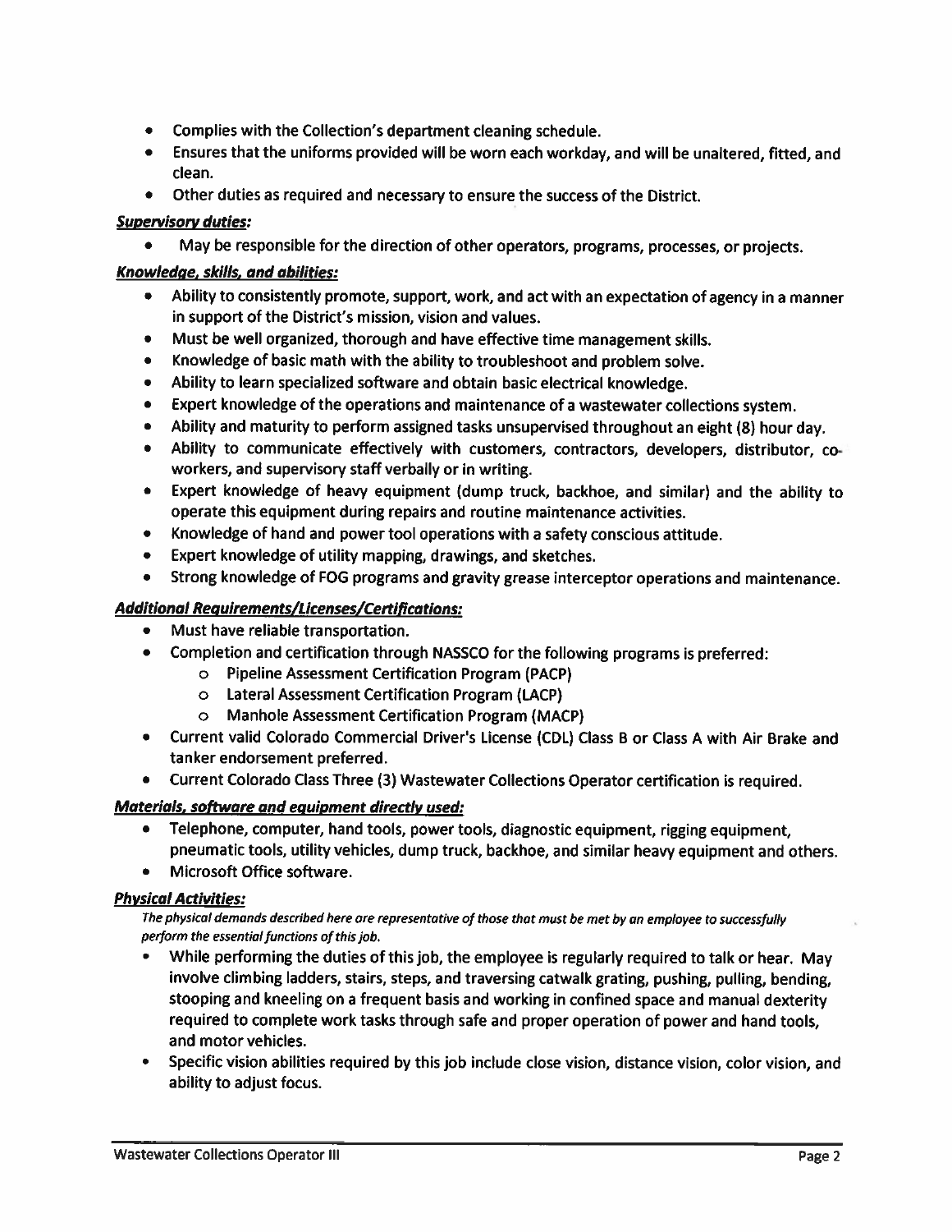- Complies with the Collection's department cleaning schedule.
- Ensures that the uniforms provided will be worn each workday, and will be unaltered, fitted, and clean.
- Other duties as required and necessary to ensure the success of the District.

***Supervisory duties:***

- May be responsible for the direction of other operators, programs, processes, or projects.

***Knowledge, skills, and abilities:***

- Ability to consistently promote, support, work, and act with an expectation of agency in a manner in support of the District's mission, vision and values.
- Must be well organized, thorough and have effective time management skills.
- Knowledge of basic math with the ability to troubleshoot and problem solve.
- Ability to learn specialized software and obtain basic electrical knowledge.
- Expert knowledge of the operations and maintenance of a wastewater collections system.
- Ability and maturity to perform assigned tasks unsupervised throughout an eight (8) hour day.
- Ability to communicate effectively with customers, contractors, developers, distributor, co-workers, and supervisory staff verbally or in writing.
- Expert knowledge of heavy equipment (dump truck, backhoe, and similar) and the ability to operate this equipment during repairs and routine maintenance activities.
- Knowledge of hand and power tool operations with a safety conscious attitude.
- Expert knowledge of utility mapping, drawings, and sketches.
- Strong knowledge of FOG programs and gravity grease interceptor operations and maintenance.

***Additional Requirements/Licenses/Certifications:***

- Must have reliable transportation.
- Completion and certification through NASSCO for the following programs is preferred:
  - Pipeline Assessment Certification Program (PACP)
  - Lateral Assessment Certification Program (LACP)
  - Manhole Assessment Certification Program (MACP)
- Current valid Colorado Commercial Driver's License (CDL) Class B or Class A with Air Brake and tanker endorsement preferred.
- Current Colorado Class Three (3) Wastewater Collections Operator certification is required.

***Materials, software and equipment directly used:***

- Telephone, computer, hand tools, power tools, diagnostic equipment, rigging equipment, pneumatic tools, utility vehicles, dump truck, backhoe, and similar heavy equipment and others.
- Microsoft Office software.

***Physical Activities:***

*The physical demands described here are representative of those that must be met by an employee to successfully perform the essential functions of this job.*

- While performing the duties of this job, the employee is regularly required to talk or hear. May involve climbing ladders, stairs, steps, and traversing catwalk grating, pushing, pulling, bending, stooping and kneeling on a frequent basis and working in confined space and manual dexterity required to complete work tasks through safe and proper operation of power and hand tools, and motor vehicles.
- Specific vision abilities required by this job include close vision, distance vision, color vision, and ability to adjust focus.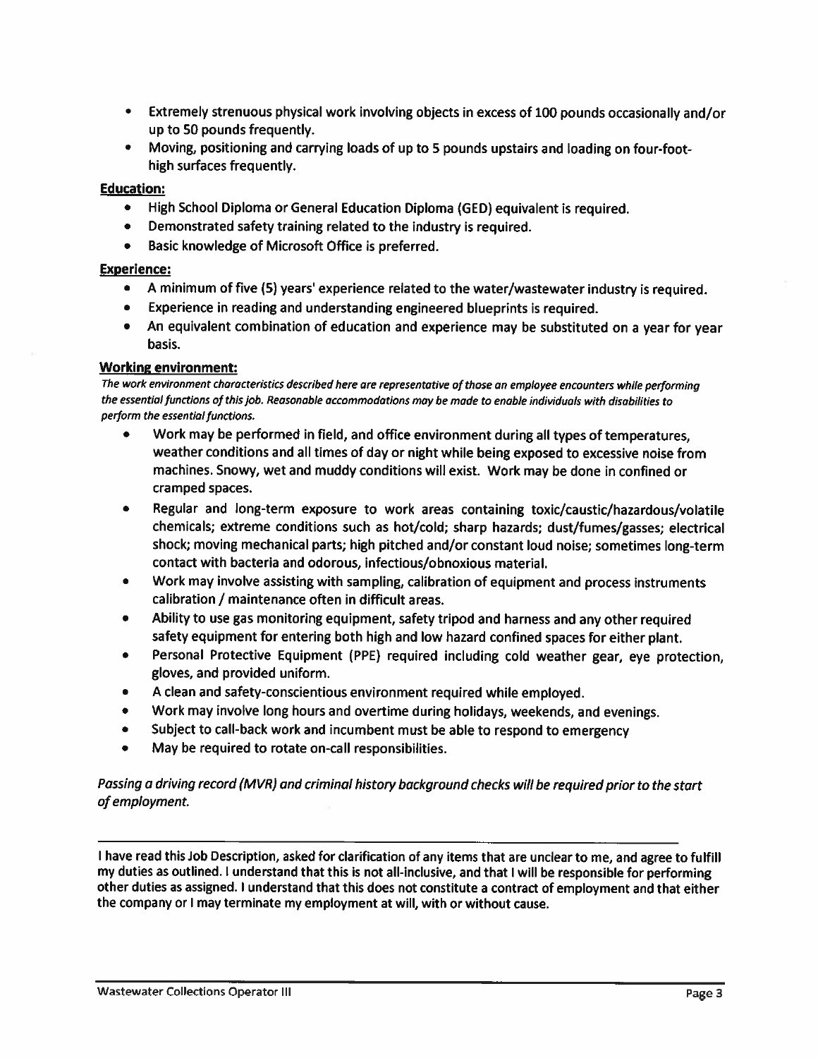- Extremely strenuous physical work involving objects in excess of 100 pounds occasionally and/or up to 50 pounds frequently.
- Moving, positioning and carrying loads of up to 5 pounds upstairs and loading on four-foot-high surfaces frequently.

**Education:**

- High School Diploma or General Education Diploma (GED) equivalent is required.
- Demonstrated safety training related to the industry is required.
- Basic knowledge of Microsoft Office is preferred.

**Experience:**

- A minimum of five (5) years' experience related to the water/wastewater industry is required.
- Experience in reading and understanding engineered blueprints is required.
- An equivalent combination of education and experience may be substituted on a year for year basis.

**Working environment:**

*The work environment characteristics described here are representative of those an employee encounters while performing the essential functions of this job. Reasonable accommodations may be made to enable individuals with disabilities to perform the essential functions.*

- Work may be performed in field, and office environment during all types of temperatures, weather conditions and all times of day or night while being exposed to excessive noise from machines. Snowy, wet and muddy conditions will exist. Work may be done in confined or cramped spaces.
- Regular and long-term exposure to work areas containing toxic/caustic/hazardous/volatile chemicals; extreme conditions such as hot/cold; sharp hazards; dust/fumes/gasses; electrical shock; moving mechanical parts; high pitched and/or constant loud noise; sometimes long-term contact with bacteria and odorous, infectious/obnoxious material.
- Work may involve assisting with sampling, calibration of equipment and process instruments calibration / maintenance often in difficult areas.
- Ability to use gas monitoring equipment, safety tripod and harness and any other required safety equipment for entering both high and low hazard confined spaces for either plant.
- Personal Protective Equipment (PPE) required including cold weather gear, eye protection, gloves, and provided uniform.
- A clean and safety-conscientious environment required while employed.
- Work may involve long hours and overtime during holidays, weekends, and evenings.
- Subject to call-back work and incumbent must be able to respond to emergency
- May be required to rotate on-call responsibilities.

*Passing a driving record (MVR) and criminal history background checks will be required prior to the start of employment.*

---

**I have read this Job Description, asked for clarification of any items that are unclear to me, and agree to fulfill my duties as outlined. I understand that this is not all-inclusive, and that I will be responsible for performing other duties as assigned. I understand that this does not constitute a contract of employment and that either the company or I may terminate my employment at will, with or without cause.**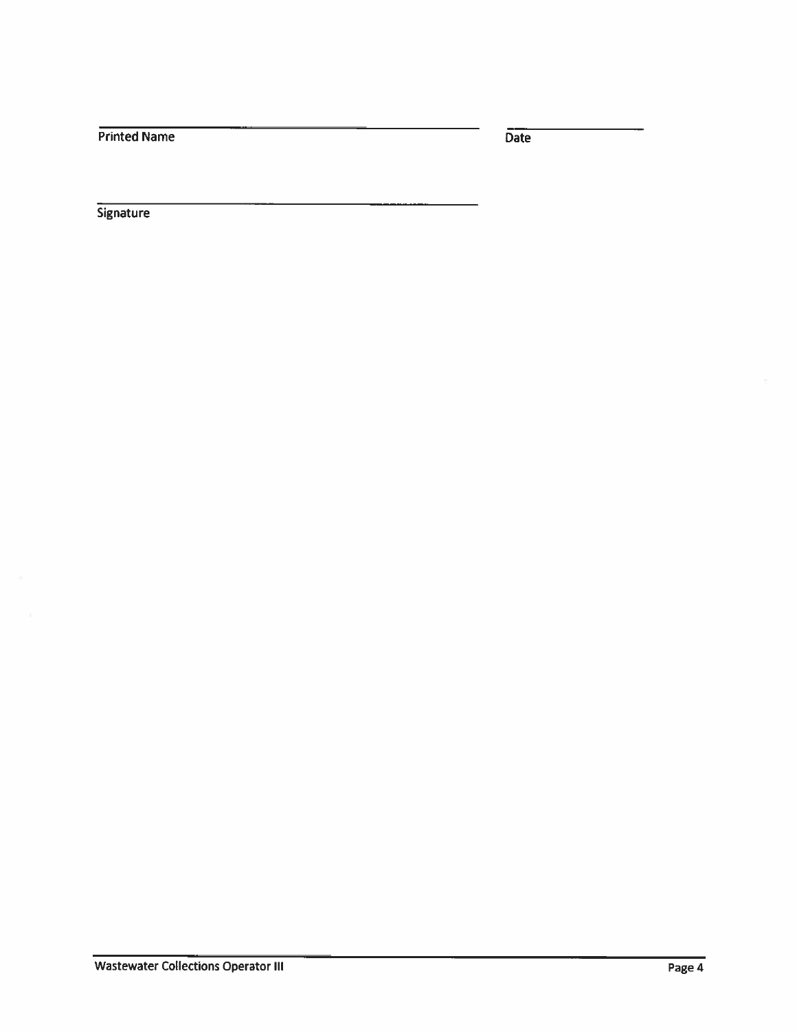Printed Name ______________________ Date ______________

Signature ______________________